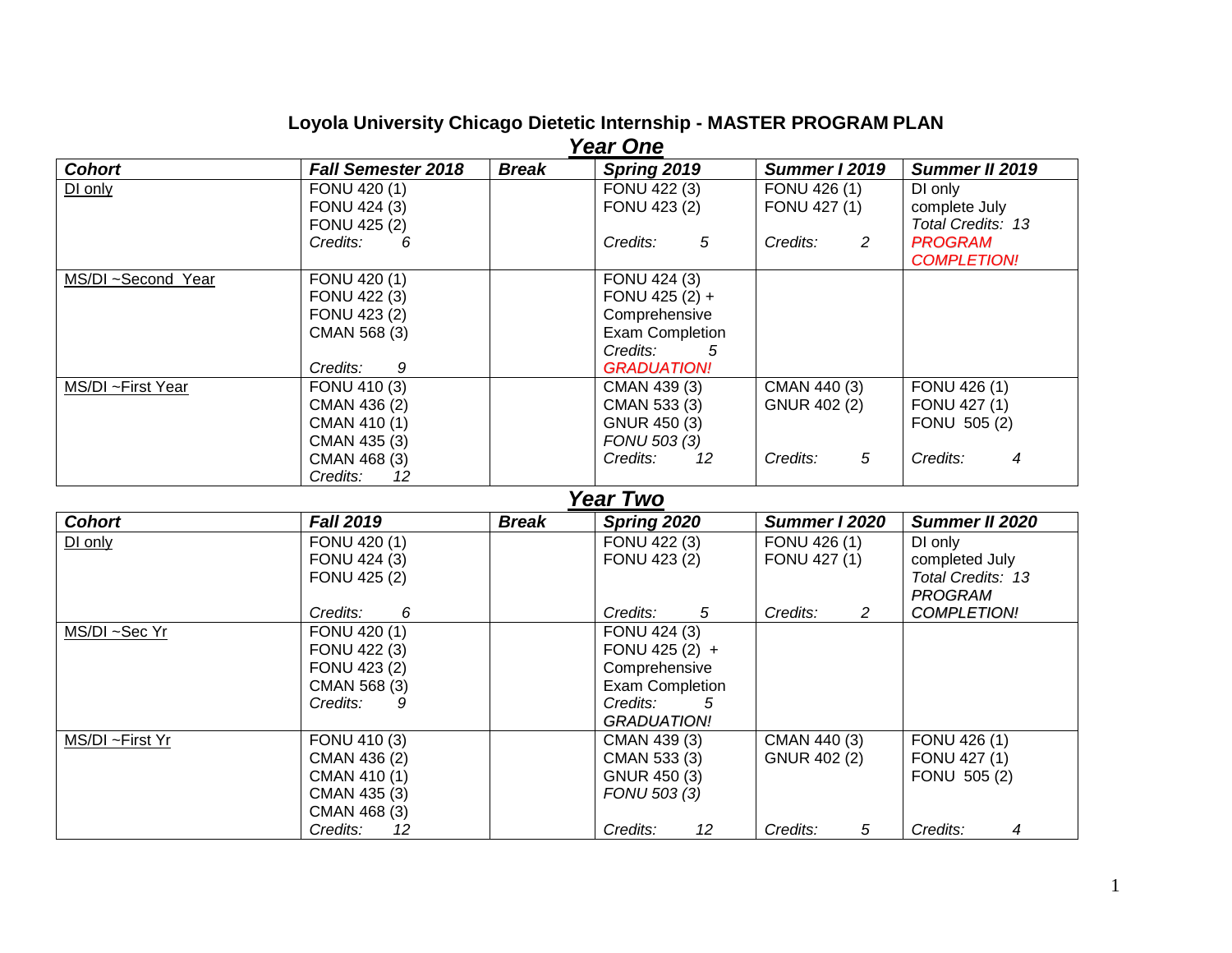# Loyola University Chicago Dietetic Internship - MASTER PROGRAM PLAN

## *Year One*

| ***Cohort*** | ***Fall Semester 2018*** | ***Break*** | ***Spring 2019*** | ***Summer I 2019*** | ***Summer II 2019*** |
|---|---|---|---|---|---|
| DI only | FONU 420 (1)<br>FONU 424 (3)<br>FONU 425 (2)<br>*Credits: 6* | | FONU 422 (3)<br>FONU 423 (2)<br>*Credits: 5* | FONU 426 (1)<br>FONU 427 (1)<br>*Credits: 2* | DI only<br>complete July<br>*Total Credits: 13*<br>***PROGRAM COMPLETION!*** |
| MS/DI ~Second Year | FONU 420 (1)<br>FONU 422 (3)<br>FONU 423 (2)<br>CMAN 568 (3)<br>*Credits: 9* | | FONU 424 (3)<br>FONU 425 (2) +<br>Comprehensive<br>Exam Completion<br>*Credits: 5*<br>***GRADUATION!*** | | |
| MS/DI ~First Year | FONU 410 (3)<br>CMAN 436 (2)<br>CMAN 410 (1)<br>CMAN 435 (3)<br>CMAN 468 (3)<br>*Credits: 12* | | CMAN 439 (3)<br>CMAN 533 (3)<br>GNUR 450 (3)<br>*FONU 503 (3)*<br>*Credits: 12* | CMAN 440 (3)<br>GNUR 402 (2)<br>*Credits: 5* | FONU 426 (1)<br>FONU 427 (1)<br>FONU 505 (2)<br>*Credits: 4* |

## *Year Two*

| ***Cohort*** | ***Fall 2019*** | ***Break*** | ***Spring 2020*** | ***Summer I 2020*** | ***Summer II 2020*** |
|---|---|---|---|---|---|
| DI only | FONU 420 (1)<br>FONU 424 (3)<br>FONU 425 (2)<br>*Credits: 6* | | FONU 422 (3)<br>FONU 423 (2)<br>*Credits: 5* | FONU 426 (1)<br>FONU 427 (1)<br>*Credits: 2* | DI only<br>completed July<br>*Total Credits: 13*<br>***PROGRAM COMPLETION!*** |
| MS/DI ~Sec Yr | FONU 420 (1)<br>FONU 422 (3)<br>FONU 423 (2)<br>CMAN 568 (3)<br>*Credits: 9* | | FONU 424 (3)<br>FONU 425 (2) +<br>Comprehensive<br>Exam Completion<br>*Credits: 5*<br>***GRADUATION!*** | | |
| MS/DI ~First Yr | FONU 410 (3)<br>CMAN 436 (2)<br>CMAN 410 (1)<br>CMAN 435 (3)<br>CMAN 468 (3)<br>*Credits: 12* | | CMAN 439 (3)<br>CMAN 533 (3)<br>GNUR 450 (3)<br>*FONU 503 (3)*<br>*Credits: 12* | CMAN 440 (3)<br>GNUR 402 (2)<br>*Credits: 5* | FONU 426 (1)<br>FONU 427 (1)<br>FONU 505 (2)<br>*Credits: 4* |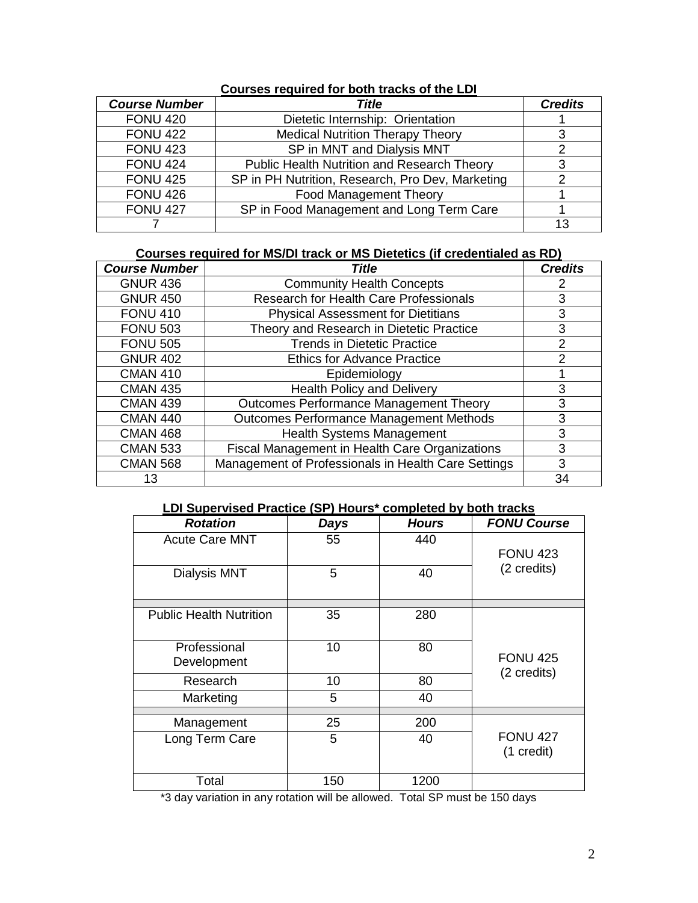**Courses required for both tracks of the LDI**

| ***Course Number*** | ***Title*** | ***Credits*** |
|---|---|---|
| FONU 420 | Dietetic Internship: Orientation | 1 |
| FONU 422 | Medical Nutrition Therapy Theory | 3 |
| FONU 423 | SP in MNT and Dialysis MNT | 2 |
| FONU 424 | Public Health Nutrition and Research Theory | 3 |
| FONU 425 | SP in PH Nutrition, Research, Pro Dev, Marketing | 2 |
| FONU 426 | Food Management Theory | 1 |
| FONU 427 | SP in Food Management and Long Term Care | 1 |
| 7 | | 13 |

**Courses required for MS/DI track or MS Dietetics (if credentialed as RD)**

| ***Course Number*** | ***Title*** | ***Credits*** |
|---|---|---|
| GNUR 436 | Community Health Concepts | 2 |
| GNUR 450 | Research for Health Care Professionals | 3 |
| FONU 410 | Physical Assessment for Dietitians | 3 |
| FONU 503 | Theory and Research in Dietetic Practice | 3 |
| FONU 505 | Trends in Dietetic Practice | 2 |
| GNUR 402 | Ethics for Advance Practice | 2 |
| CMAN 410 | Epidemiology | 1 |
| CMAN 435 | Health Policy and Delivery | 3 |
| CMAN 439 | Outcomes Performance Management Theory | 3 |
| CMAN 440 | Outcomes Performance Management Methods | 3 |
| CMAN 468 | Health Systems Management | 3 |
| CMAN 533 | Fiscal Management in Health Care Organizations | 3 |
| CMAN 568 | Management of Professionals in Health Care Settings | 3 |
| 13 | | 34 |

**LDI Supervised Practice (SP) Hours* completed by both tracks**

| ***Rotation*** | ***Days*** | ***Hours*** | ***FONU Course*** |
|---|---|---|---|
| Acute Care MNT | 55 | 440 | FONU 423 (2 credits) |
| Dialysis MNT | 5 | 40 | |
| Public Health Nutrition | 35 | 280 | FONU 425 (2 credits) |
| Professional Development | 10 | 80 | |
| Research | 10 | 80 | |
| Marketing | 5 | 40 | |
| Management | 25 | 200 | FONU 427 (1 credit) |
| Long Term Care | 5 | 40 | |
| Total | 150 | 1200 | |

*3 day variation in any rotation will be allowed. Total SP must be 150 days